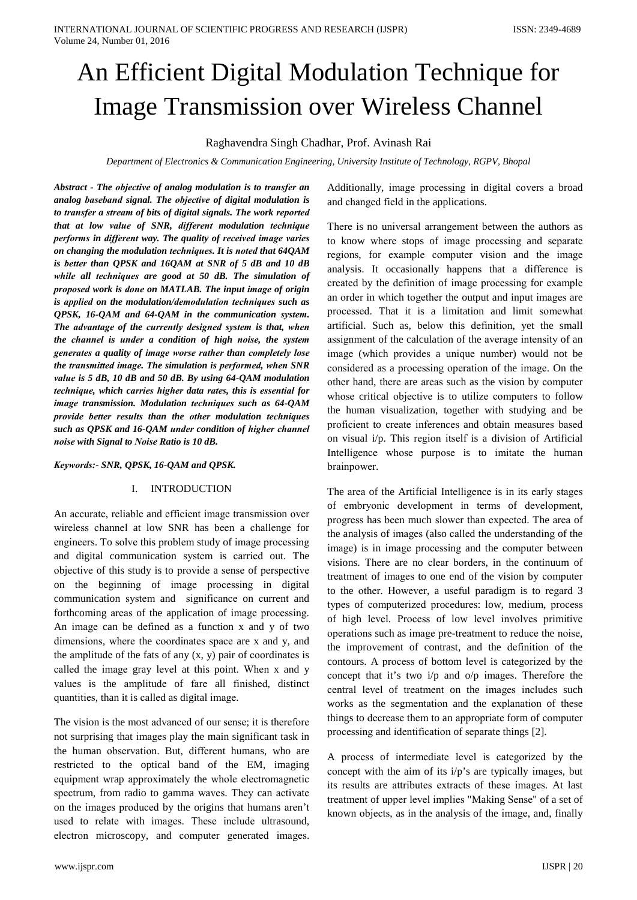# An Efficient Digital Modulation Technique for Image Transmission over Wireless Channel

Raghavendra Singh Chadhar, Prof. Avinash Rai

*Department of Electronics & Communication Engineering, University Institute of Technology, RGPV, Bhopal*

***Abstract - The objective of analog modulation is to transfer an analog baseband signal. The objective of digital modulation is to transfer a stream of bits of digital signals. The work reported that at low value of SNR, different modulation technique performs in different way. The quality of received image varies on changing the modulation techniques. It is noted that 64QAM is better than QPSK and 16QAM at SNR of 5 dB and 10 dB while all techniques are good at 50 dB. The simulation of proposed work is done on MATLAB. The input image of origin is applied on the modulation/demodulation techniques such as QPSK, 16-QAM and 64-QAM in the communication system. The advantage of the currently designed system is that, when the channel is under a condition of high noise, the system generates a quality of image worse rather than completely lose the transmitted image. The simulation is performed, when SNR value is 5 dB, 10 dB and 50 dB. By using 64-QAM modulation technique, which carries higher data rates, this is essential for image transmission. Modulation techniques such as 64-QAM provide better results than the other modulation techniques such as QPSK and 16-QAM under condition of higher channel noise with Signal to Noise Ratio is 10 dB.***

***Keywords:- SNR, QPSK, 16-QAM and QPSK.***

## I. INTRODUCTION

An accurate, reliable and efficient image transmission over wireless channel at low SNR has been a challenge for engineers. To solve this problem study of image processing and digital communication system is carried out. The objective of this study is to provide a sense of perspective on the beginning of image processing in digital communication system and significance on current and forthcoming areas of the application of image processing. An image can be defined as a function x and y of two dimensions, where the coordinates space are x and y, and the amplitude of the fats of any (x, y) pair of coordinates is called the image gray level at this point. When x and y values is the amplitude of fare all finished, distinct quantities, than it is called as digital image.

The vision is the most advanced of our sense; it is therefore not surprising that images play the main significant task in the human observation. But, different humans, who are restricted to the optical band of the EM, imaging equipment wrap approximately the whole electromagnetic spectrum, from radio to gamma waves. They can activate on the images produced by the origins that humans aren't used to relate with images. These include ultrasound, electron microscopy, and computer generated images. Additionally, image processing in digital covers a broad and changed field in the applications.

There is no universal arrangement between the authors as to know where stops of image processing and separate regions, for example computer vision and the image analysis. It occasionally happens that a difference is created by the definition of image processing for example an order in which together the output and input images are processed. That it is a limitation and limit somewhat artificial. Such as, below this definition, yet the small assignment of the calculation of the average intensity of an image (which provides a unique number) would not be considered as a processing operation of the image. On the other hand, there are areas such as the vision by computer whose critical objective is to utilize computers to follow the human visualization, together with studying and be proficient to create inferences and obtain measures based on visual i/p. This region itself is a division of Artificial Intelligence whose purpose is to imitate the human brainpower.

The area of the Artificial Intelligence is in its early stages of embryonic development in terms of development, progress has been much slower than expected. The area of the analysis of images (also called the understanding of the image) is in image processing and the computer between visions. There are no clear borders, in the continuum of treatment of images to one end of the vision by computer to the other. However, a useful paradigm is to regard 3 types of computerized procedures: low, medium, process of high level. Process of low level involves primitive operations such as image pre-treatment to reduce the noise, the improvement of contrast, and the definition of the contours. A process of bottom level is categorized by the concept that it's two i/p and o/p images. Therefore the central level of treatment on the images includes such works as the segmentation and the explanation of these things to decrease them to an appropriate form of computer processing and identification of separate things [2].

A process of intermediate level is categorized by the concept with the aim of its i/p's are typically images, but its results are attributes extracts of these images. At last treatment of upper level implies "Making Sense" of a set of known objects, as in the analysis of the image, and, finally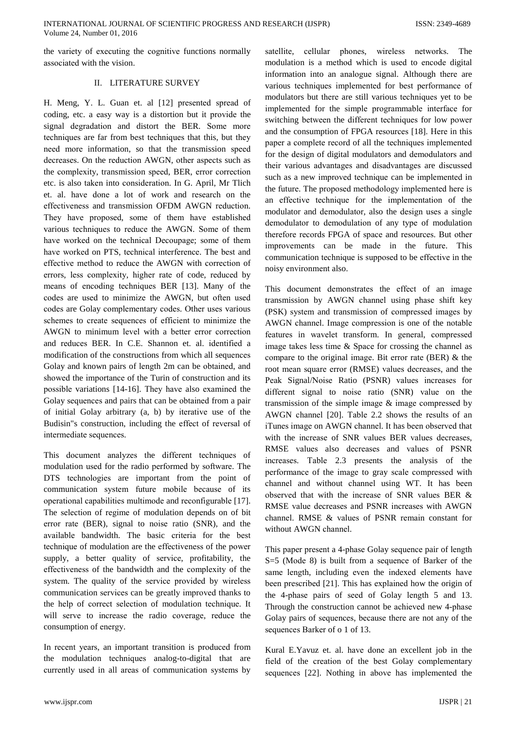the variety of executing the cognitive functions normally associated with the vision.

## II. LITERATURE SURVEY

H. Meng, Y. L. Guan et. al [12] presented spread of coding, etc. a easy way is a distortion but it provide the signal degradation and distort the BER. Some more techniques are far from best techniques that this, but they need more information, so that the transmission speed decreases. On the reduction AWGN, other aspects such as the complexity, transmission speed, BER, error correction etc. is also taken into consideration. In G. April, Mr Tlich et. al. have done a lot of work and research on the effectiveness and transmission OFDM AWGN reduction. They have proposed, some of them have established various techniques to reduce the AWGN. Some of them have worked on the technical Decoupage; some of them have worked on PTS, technical interference. The best and effective method to reduce the AWGN with correction of errors, less complexity, higher rate of code, reduced by means of encoding techniques BER [13]. Many of the codes are used to minimize the AWGN, but often used codes are Golay complementary codes. Other uses various schemes to create sequences of efficient to minimize the AWGN to minimum level with a better error correction and reduces BER. In C.E. Shannon et. al. identified a modification of the constructions from which all sequences Golay and known pairs of length 2m can be obtained, and showed the importance of the Turin of construction and its possible variations [14-16]. They have also examined the Golay sequences and pairs that can be obtained from a pair of initial Golay arbitrary (a, b) by iterative use of the Budisin"s construction, including the effect of reversal of intermediate sequences.

This document analyzes the different techniques of modulation used for the radio performed by software. The DTS technologies are important from the point of communication system future mobile because of its operational capabilities multimode and reconfigurable [17]. The selection of regime of modulation depends on of bit error rate (BER), signal to noise ratio (SNR), and the available bandwidth. The basic criteria for the best technique of modulation are the effectiveness of the power supply, a better quality of service, profitability, the effectiveness of the bandwidth and the complexity of the system. The quality of the service provided by wireless communication services can be greatly improved thanks to the help of correct selection of modulation technique. It will serve to increase the radio coverage, reduce the consumption of energy.

In recent years, an important transition is produced from the modulation techniques analog-to-digital that are currently used in all areas of communication systems by satellite, cellular phones, wireless networks. The modulation is a method which is used to encode digital information into an analogue signal. Although there are various techniques implemented for best performance of modulators but there are still various techniques yet to be implemented for the simple programmable interface for switching between the different techniques for low power and the consumption of FPGA resources [18]. Here in this paper a complete record of all the techniques implemented for the design of digital modulators and demodulators and their various advantages and disadvantages are discussed such as a new improved technique can be implemented in the future. The proposed methodology implemented here is an effective technique for the implementation of the modulator and demodulator, also the design uses a single demodulator to demodulation of any type of modulation therefore records FPGA of space and resources. But other improvements can be made in the future. This communication technique is supposed to be effective in the noisy environment also.

This document demonstrates the effect of an image transmission by AWGN channel using phase shift key (PSK) system and transmission of compressed images by AWGN channel. Image compression is one of the notable features in wavelet transform. In general, compressed image takes less time & Space for crossing the channel as compare to the original image. Bit error rate (BER) & the root mean square error (RMSE) values decreases, and the Peak Signal/Noise Ratio (PSNR) values increases for different signal to noise ratio (SNR) value on the transmission of the simple image & image compressed by AWGN channel [20]. Table 2.2 shows the results of an iTunes image on AWGN channel. It has been observed that with the increase of SNR values BER values decreases, RMSE values also decreases and values of PSNR increases. Table 2.3 presents the analysis of the performance of the image to gray scale compressed with channel and without channel using WT. It has been observed that with the increase of SNR values BER & RMSE value decreases and PSNR increases with AWGN channel. RMSE & values of PSNR remain constant for without AWGN channel.

This paper present a 4-phase Golay sequence pair of length S=5 (Mode 8) is built from a sequence of Barker of the same length, including even the indexed elements have been prescribed [21]. This has explained how the origin of the 4-phase pairs of seed of Golay length 5 and 13. Through the construction cannot be achieved new 4-phase Golay pairs of sequences, because there are not any of the sequences Barker of o 1 of 13.

Kural E.Yavuz et. al. have done an excellent job in the field of the creation of the best Golay complementary sequences [22]. Nothing in above has implemented the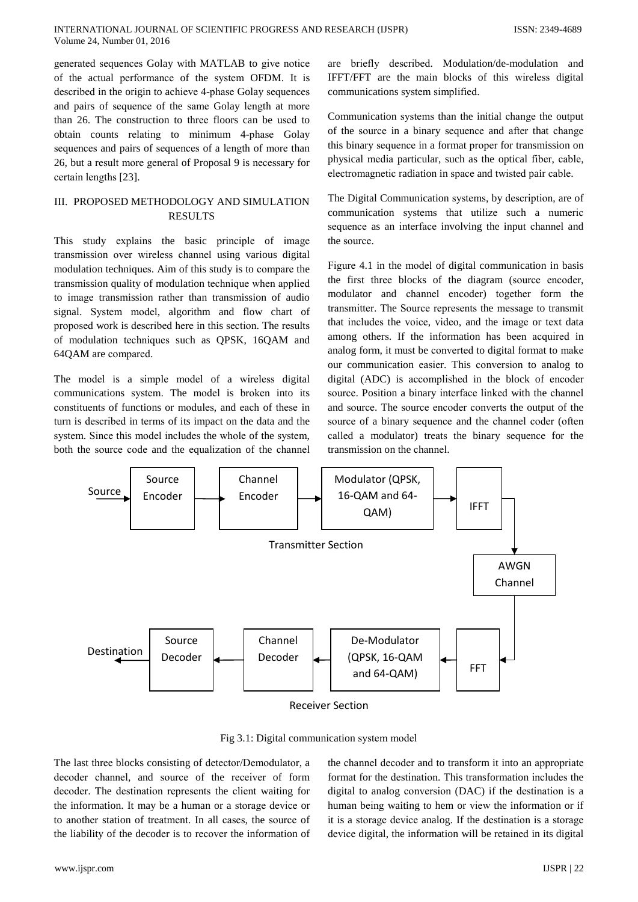generated sequences Golay with MATLAB to give notice of the actual performance of the system OFDM. It is described in the origin to achieve 4-phase Golay sequences and pairs of sequence of the same Golay length at more than 26. The construction to three floors can be used to obtain counts relating to minimum 4-phase Golay sequences and pairs of sequences of a length of more than 26, but a result more general of Proposal 9 is necessary for certain lengths [23].

## III. PROPOSED METHODOLOGY AND SIMULATION RESULTS

This study explains the basic principle of image transmission over wireless channel using various digital modulation techniques. Aim of this study is to compare the transmission quality of modulation technique when applied to image transmission rather than transmission of audio signal. System model, algorithm and flow chart of proposed work is described here in this section. The results of modulation techniques such as QPSK, 16QAM and 64QAM are compared.

The model is a simple model of a wireless digital communications system. The model is broken into its constituents of functions or modules, and each of these in turn is described in terms of its impact on the data and the system. Since this model includes the whole of the system, both the source code and the equalization of the channel are briefly described. Modulation/de-modulation and IFFT/FFT are the main blocks of this wireless digital communications system simplified.

Communication systems than the initial change the output of the source in a binary sequence and after that change this binary sequence in a format proper for transmission on physical media particular, such as the optical fiber, cable, electromagnetic radiation in space and twisted pair cable.

The Digital Communication systems, by description, are of communication systems that utilize such a numeric sequence as an interface involving the input channel and the source.

Figure 4.1 in the model of digital communication in basis the first three blocks of the diagram (source encoder, modulator and channel encoder) together form the transmitter. The Source represents the message to transmit that includes the voice, video, and the image or text data among others. If the information has been acquired in analog form, it must be converted to digital format to make our communication easier. This conversion to analog to digital (ADC) is accomplished in the block of encoder source. Position a binary interface linked with the channel and source. The source encoder converts the output of the source of a binary sequence and the channel coder (often called a modulator) treats the binary sequence for the transmission on the channel.

Source → Source Encoder → Channel Encoder → Modulator (QPSK, 16-QAM and 64-QAM) → IFFT

Transmitter Section

AWGN Channel

FFT → De-Modulator (QPSK, 16-QAM and 64-QAM) → Channel Decoder → Source Decoder → Destination

Receiver Section

Fig 3.1: Digital communication system model

The last three blocks consisting of detector/Demodulator, a decoder channel, and source of the receiver of form decoder. The destination represents the client waiting for the information. It may be a human or a storage device or to another station of treatment. In all cases, the source of the liability of the decoder is to recover the information of the channel decoder and to transform it into an appropriate format for the destination. This transformation includes the digital to analog conversion (DAC) if the destination is a human being waiting to hem or view the information or if it is a storage device analog. If the destination is a storage device digital, the information will be retained in its digital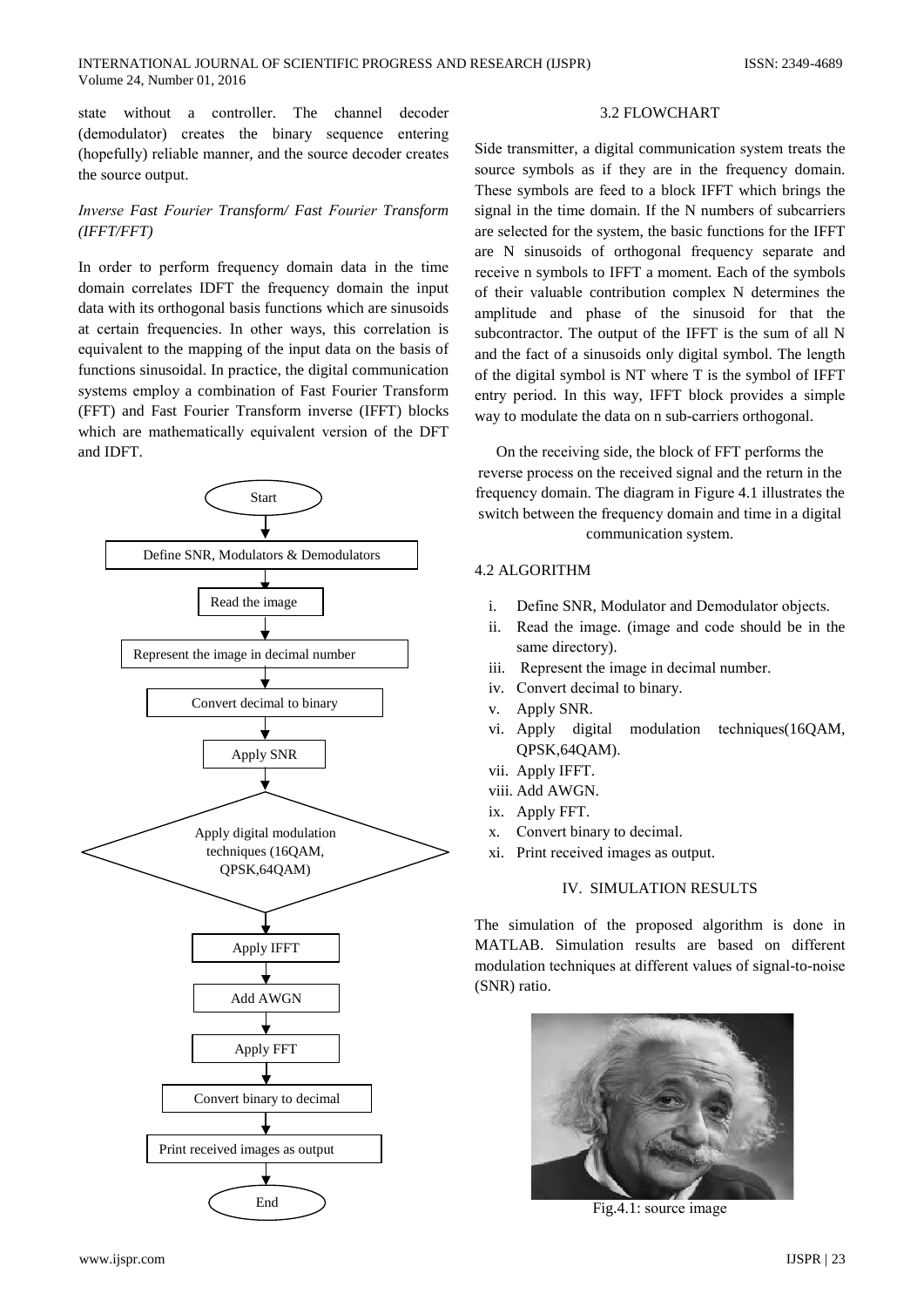state without a controller. The channel decoder (demodulator) creates the binary sequence entering (hopefully) reliable manner, and the source decoder creates the source output.

*Inverse Fast Fourier Transform/ Fast Fourier Transform (IFFT/FFT)*

In order to perform frequency domain data in the time domain correlates IDFT the frequency domain the input data with its orthogonal basis functions which are sinusoids at certain frequencies. In other ways, this correlation is equivalent to the mapping of the input data on the basis of functions sinusoidal. In practice, the digital communication systems employ a combination of Fast Fourier Transform (FFT) and Fast Fourier Transform inverse (IFFT) blocks which are mathematically equivalent version of the DFT and IDFT.

Start → Define SNR, Modulators & Demodulators → Read the image → Represent the image in decimal number → Convert decimal to binary → Apply SNR → Apply digital modulation techniques (16QAM, QPSK,64QAM) → Apply IFFT → Add AWGN → Apply FFT → Convert binary to decimal → Print received images as output → End

### 3.2 FLOWCHART

Side transmitter, a digital communication system treats the source symbols as if they are in the frequency domain. These symbols are feed to a block IFFT which brings the signal in the time domain. If the N numbers of subcarriers are selected for the system, the basic functions for the IFFT are N sinusoids of orthogonal frequency separate and receive n symbols to IFFT a moment. Each of the symbols of their valuable contribution complex N determines the amplitude and phase of the sinusoid for that the subcontractor. The output of the IFFT is the sum of all N and the fact of a sinusoids only digital symbol. The length of the digital symbol is NT where T is the symbol of IFFT entry period. In this way, IFFT block provides a simple way to modulate the data on n sub-carriers orthogonal.

On the receiving side, the block of FFT performs the reverse process on the received signal and the return in the frequency domain. The diagram in Figure 4.1 illustrates the switch between the frequency domain and time in a digital communication system.

### 4.2 ALGORITHM

i. Define SNR, Modulator and Demodulator objects.
ii. Read the image. (image and code should be in the same directory).
iii. Represent the image in decimal number.
iv. Convert decimal to binary.
v. Apply SNR.
vi. Apply digital modulation techniques(16QAM, QPSK,64QAM).
vii. Apply IFFT.
viii. Add AWGN.
ix. Apply FFT.
x. Convert binary to decimal.
xi. Print received images as output.

## IV. SIMULATION RESULTS

The simulation of the proposed algorithm is done in MATLAB. Simulation results are based on different modulation techniques at different values of signal-to-noise (SNR) ratio.

Fig.4.1: source image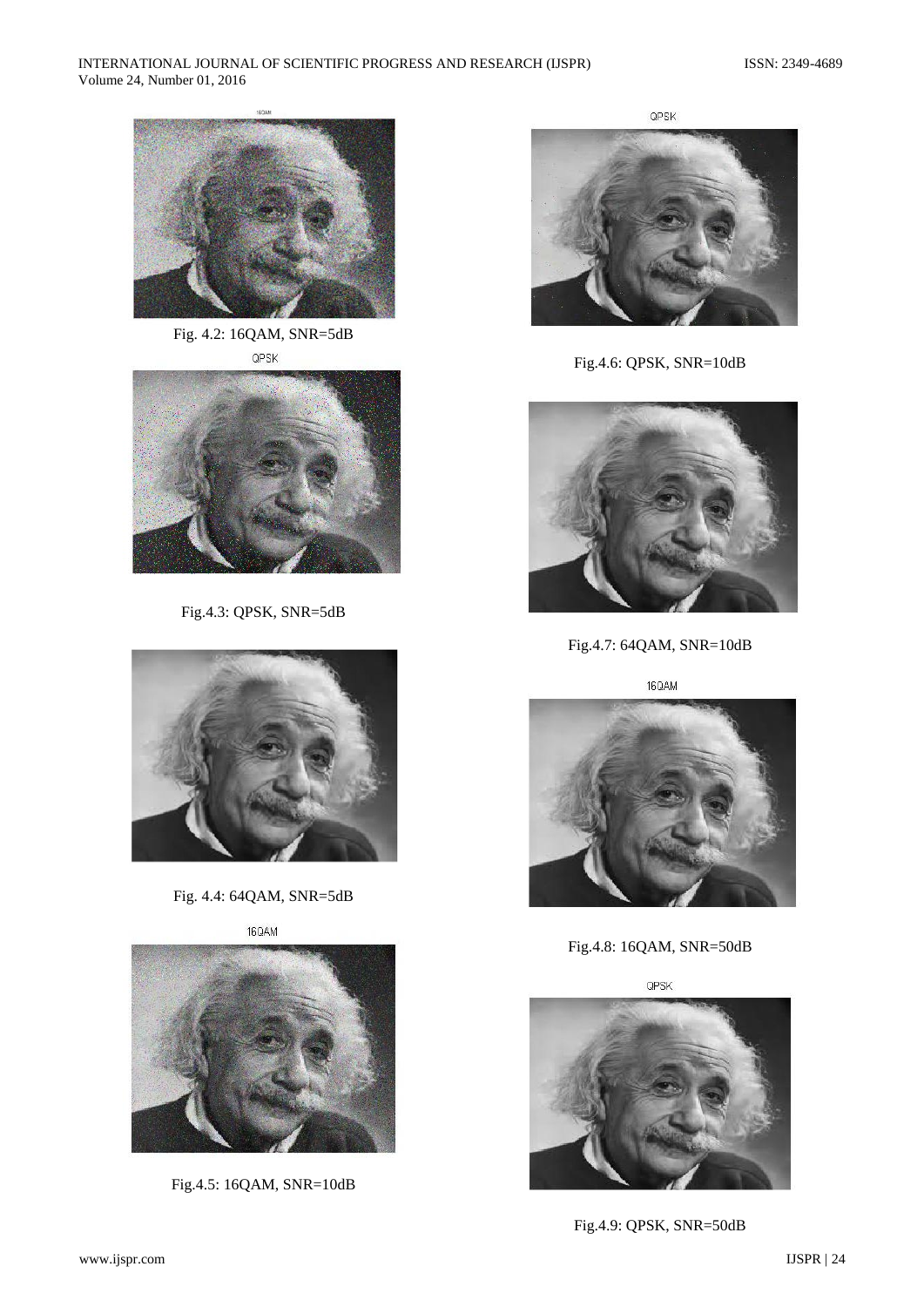16QAM

Fig. 4.2: 16QAM, SNR=5dB

QPSK

Fig.4.3: QPSK, SNR=5dB

Fig. 4.4: 64QAM, SNR=5dB

16QAM

Fig.4.5: 16QAM, SNR=10dB

QPSK

Fig.4.6: QPSK, SNR=10dB

Fig.4.7: 64QAM, SNR=10dB

16QAM

Fig.4.8: 16QAM, SNR=50dB

QPSK

Fig.4.9: QPSK, SNR=50dB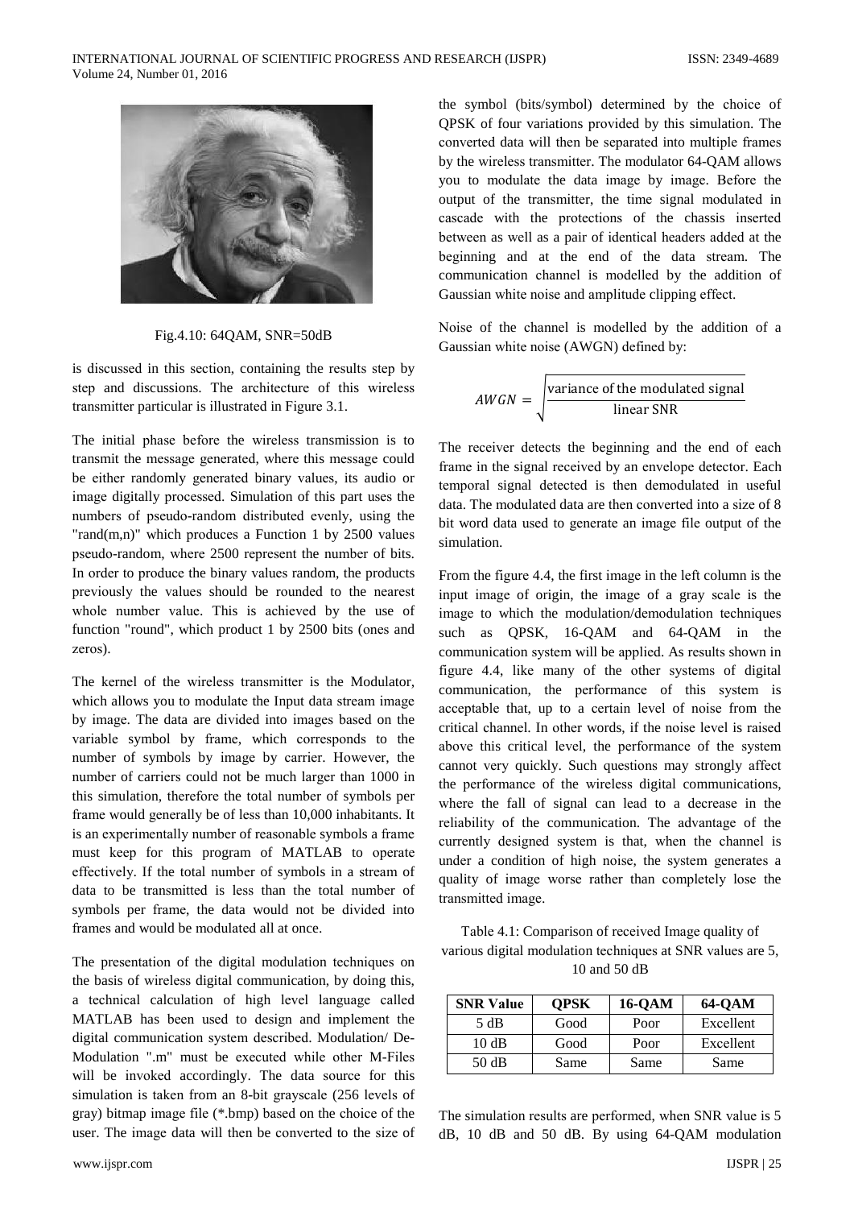Fig.4.10: 64QAM, SNR=50dB

is discussed in this section, containing the results step by step and discussions. The architecture of this wireless transmitter particular is illustrated in Figure 3.1.

The initial phase before the wireless transmission is to transmit the message generated, where this message could be either randomly generated binary values, its audio or image digitally processed. Simulation of this part uses the numbers of pseudo-random distributed evenly, using the "rand(m,n)" which produces a Function 1 by 2500 values pseudo-random, where 2500 represent the number of bits. In order to produce the binary values random, the products previously the values should be rounded to the nearest whole number value. This is achieved by the use of function "round", which product 1 by 2500 bits (ones and zeros).

The kernel of the wireless transmitter is the Modulator, which allows you to modulate the Input data stream image by image. The data are divided into images based on the variable symbol by frame, which corresponds to the number of symbols by image by carrier. However, the number of carriers could not be much larger than 1000 in this simulation, therefore the total number of symbols per frame would generally be of less than 10,000 inhabitants. It is an experimentally number of reasonable symbols a frame must keep for this program of MATLAB to operate effectively. If the total number of symbols in a stream of data to be transmitted is less than the total number of symbols per frame, the data would not be divided into frames and would be modulated all at once.

The presentation of the digital modulation techniques on the basis of wireless digital communication, by doing this, a technical calculation of high level language called MATLAB has been used to design and implement the digital communication system described. Modulation/ De-Modulation ".m" must be executed while other M-Files will be invoked accordingly. The data source for this simulation is taken from an 8-bit grayscale (256 levels of gray) bitmap image file (*.bmp) based on the choice of the user. The image data will then be converted to the size of the symbol (bits/symbol) determined by the choice of QPSK of four variations provided by this simulation. The converted data will then be separated into multiple frames by the wireless transmitter. The modulator 64-QAM allows you to modulate the data image by image. Before the output of the transmitter, the time signal modulated in cascade with the protections of the chassis inserted between as well as a pair of identical headers added at the beginning and at the end of the data stream. The communication channel is modelled by the addition of Gaussian white noise and amplitude clipping effect.

Noise of the channel is modelled by the addition of a Gaussian white noise (AWGN) defined by:

$$AWGN = \sqrt{\frac{\text{variance of the modulated signal}}{\text{linear SNR}}}$$

The receiver detects the beginning and the end of each frame in the signal received by an envelope detector. Each temporal signal detected is then demodulated in useful data. The modulated data are then converted into a size of 8 bit word data used to generate an image file output of the simulation.

From the figure 4.4, the first image in the left column is the input image of origin, the image of a gray scale is the image to which the modulation/demodulation techniques such as QPSK, 16-QAM and 64-QAM in the communication system will be applied. As results shown in figure 4.4, like many of the other systems of digital communication, the performance of this system is acceptable that, up to a certain level of noise from the critical channel. In other words, if the noise level is raised above this critical level, the performance of the system cannot very quickly. Such questions may strongly affect the performance of the wireless digital communications, where the fall of signal can lead to a decrease in the reliability of the communication. The advantage of the currently designed system is that, when the channel is under a condition of high noise, the system generates a quality of image worse rather than completely lose the transmitted image.

Table 4.1: Comparison of received Image quality of various digital modulation techniques at SNR values are 5, 10 and 50 dB

| SNR Value | QPSK | 16-QAM | 64-QAM |
| --- | --- | --- | --- |
| 5 dB | Good | Poor | Excellent |
| 10 dB | Good | Poor | Excellent |
| 50 dB | Same | Same | Same |

The simulation results are performed, when SNR value is 5 dB, 10 dB and 50 dB. By using 64-QAM modulation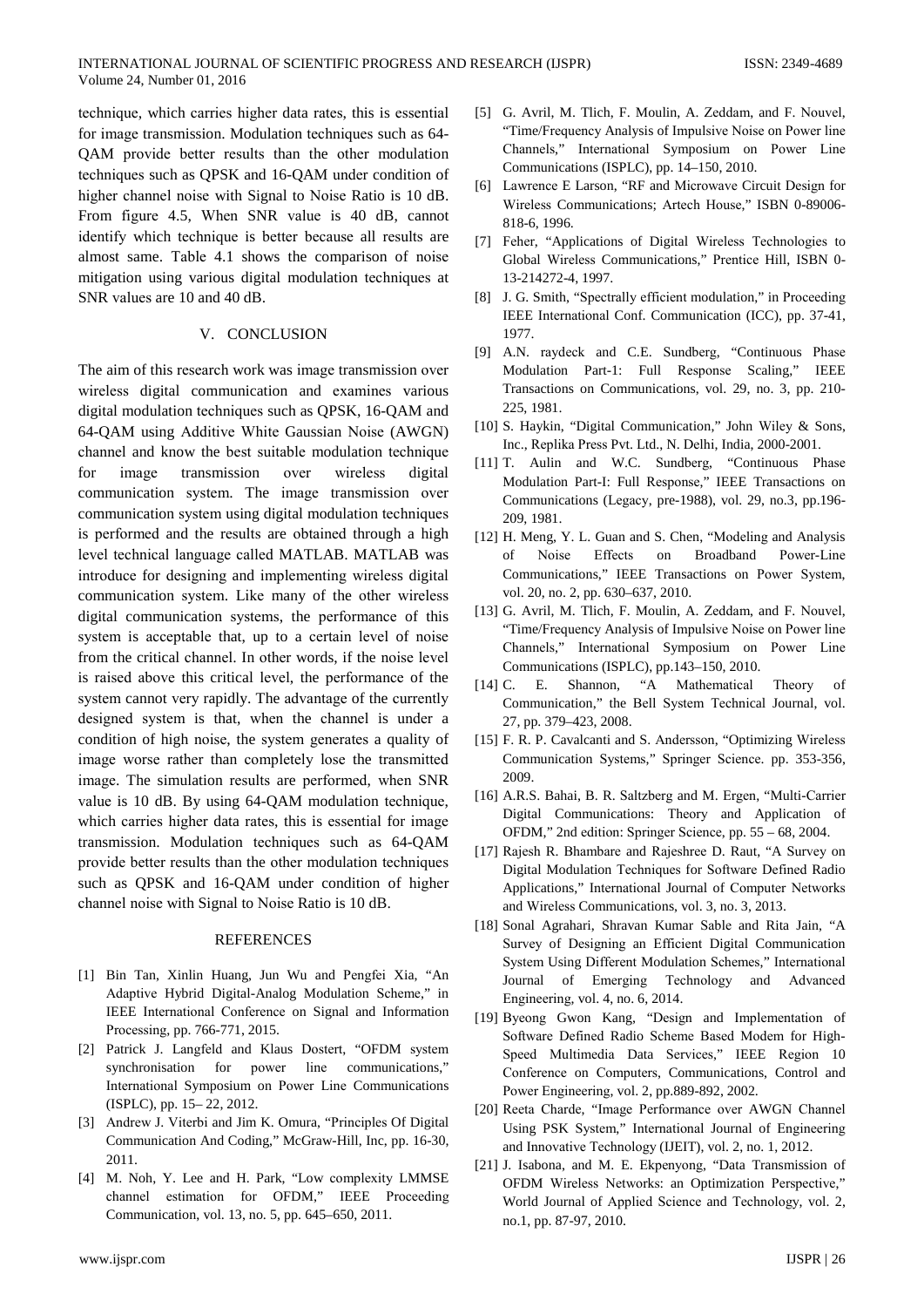technique, which carries higher data rates, this is essential for image transmission. Modulation techniques such as 64-QAM provide better results than the other modulation techniques such as QPSK and 16-QAM under condition of higher channel noise with Signal to Noise Ratio is 10 dB. From figure 4.5, When SNR value is 40 dB, cannot identify which technique is better because all results are almost same. Table 4.1 shows the comparison of noise mitigation using various digital modulation techniques at SNR values are 10 and 40 dB.

## V. CONCLUSION

The aim of this research work was image transmission over wireless digital communication and examines various digital modulation techniques such as QPSK, 16-QAM and 64-QAM using Additive White Gaussian Noise (AWGN) channel and know the best suitable modulation technique for image transmission over wireless digital communication system. The image transmission over communication system using digital modulation techniques is performed and the results are obtained through a high level technical language called MATLAB. MATLAB was introduce for designing and implementing wireless digital communication system. Like many of the other wireless digital communication systems, the performance of this system is acceptable that, up to a certain level of noise from the critical channel. In other words, if the noise level is raised above this critical level, the performance of the system cannot very rapidly. The advantage of the currently designed system is that, when the channel is under a condition of high noise, the system generates a quality of image worse rather than completely lose the transmitted image. The simulation results are performed, when SNR value is 10 dB. By using 64-QAM modulation technique, which carries higher data rates, this is essential for image transmission. Modulation techniques such as 64-QAM provide better results than the other modulation techniques such as QPSK and 16-QAM under condition of higher channel noise with Signal to Noise Ratio is 10 dB.

## REFERENCES

[1] Bin Tan, Xinlin Huang, Jun Wu and Pengfei Xia, "An Adaptive Hybrid Digital-Analog Modulation Scheme," in IEEE International Conference on Signal and Information Processing, pp. 766-771, 2015.

[2] Patrick J. Langfeld and Klaus Dostert, "OFDM system synchronisation for power line communications," International Symposium on Power Line Communications (ISPLC), pp. 15– 22, 2012.

[3] Andrew J. Viterbi and Jim K. Omura, "Principles Of Digital Communication And Coding," McGraw-Hill, Inc, pp. 16-30, 2011.

[4] M. Noh, Y. Lee and H. Park, "Low complexity LMMSE channel estimation for OFDM," IEEE Proceeding Communication, vol. 13, no. 5, pp. 645–650, 2011.

[5] G. Avril, M. Tlich, F. Moulin, A. Zeddam, and F. Nouvel, "Time/Frequency Analysis of Impulsive Noise on Power line Channels," International Symposium on Power Line Communications (ISPLC), pp. 14–150, 2010.

[6] Lawrence E Larson, "RF and Microwave Circuit Design for Wireless Communications; Artech House," ISBN 0-89006-818-6, 1996.

[7] Feher, "Applications of Digital Wireless Technologies to Global Wireless Communications," Prentice Hill, ISBN 0-13-214272-4, 1997.

[8] J. G. Smith, "Spectrally efficient modulation," in Proceeding IEEE International Conf. Communication (ICC), pp. 37-41, 1977.

[9] A.N. raydeck and C.E. Sundberg, "Continuous Phase Modulation Part-1: Full Response Scaling," IEEE Transactions on Communications, vol. 29, no. 3, pp. 210-225, 1981.

[10] S. Haykin, "Digital Communication," John Wiley & Sons, Inc., Replika Press Pvt. Ltd., N. Delhi, India, 2000-2001.

[11] T. Aulin and W.C. Sundberg, "Continuous Phase Modulation Part-I: Full Response," IEEE Transactions on Communications (Legacy, pre-1988), vol. 29, no.3, pp.196-209, 1981.

[12] H. Meng, Y. L. Guan and S. Chen, "Modeling and Analysis of Noise Effects on Broadband Power-Line Communications," IEEE Transactions on Power System, vol. 20, no. 2, pp. 630–637, 2010.

[13] G. Avril, M. Tlich, F. Moulin, A. Zeddam, F. Nouvel, "Time/Frequency Analysis of Impulsive Noise on Power line Channels," International Symposium on Power Line Communications (ISPLC), pp.143–150, 2010.

[14] C. E. Shannon, "A Mathematical Theory of Communication," the Bell System Technical Journal, vol. 27, pp. 379–423, 2008.

[15] F. R. P. Cavalcanti and S. Andersson, "Optimizing Wireless Communication Systems," Springer Science. pp. 353-356, 2009.

[16] A.R.S. Bahai, B. R. Saltzberg and M. Ergen, "Multi-Carrier Digital Communications: Theory and Application of OFDM," 2nd edition: Springer Science, pp. 55 – 68, 2004.

[17] Rajesh R. Bhambare and Rajeshree D. Raut, "A Survey on Digital Modulation Techniques for Software Defined Radio Applications," International Journal of Computer Networks and Wireless Communications, vol. 3, no. 3, 2013.

[18] Sonal Agrahari, Shravan Kumar Sable and Rita Jain, "A Survey of Designing an Efficient Digital Communication System Using Different Modulation Schemes," International Journal of Emerging Technology and Advanced Engineering, vol. 4, no. 6, 2014.

[19] Byeong Gwon Kang, "Design and Implementation of Software Defined Radio Scheme Based Modem for High-Speed Multimedia Data Services," IEEE Region 10 Conference on Computers, Communications, Control and Power Engineering, vol. 2, pp.889-892, 2002.

[20] Reeta Charde, "Image Performance over AWGN Channel Using PSK System," International Journal of Engineering and Innovative Technology (IJEIT), vol. 2, no. 1, 2012.

[21] J. Isabona, and M. E. Ekpenyong, "Data Transmission of OFDM Wireless Networks: an Optimization Perspective," World Journal of Applied Science and Technology, vol. 2, no.1, pp. 87-97, 2010.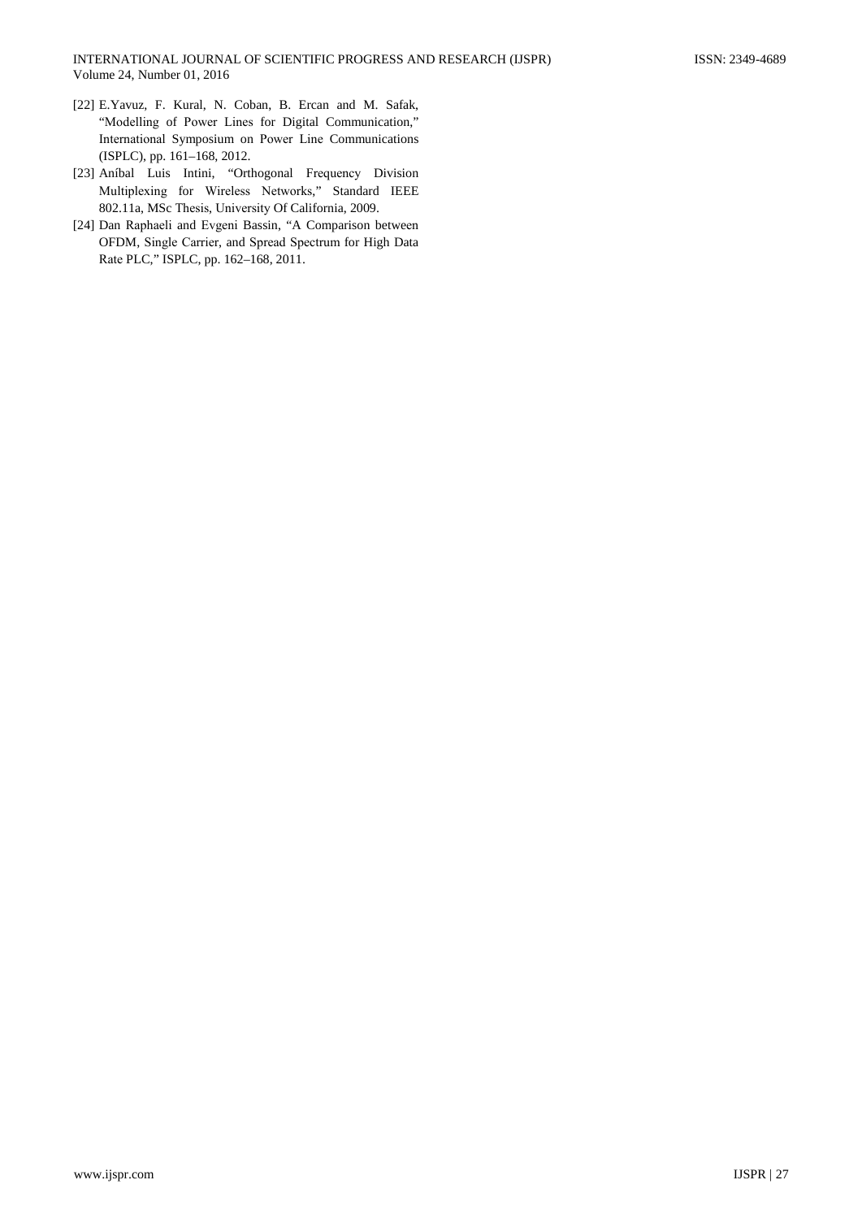[22] E.Yavuz, F. Kural, N. Coban, B. Ercan and M. Safak, "Modelling of Power Lines for Digital Communication," International Symposium on Power Line Communications (ISPLC), pp. 161–168, 2012.

[23] Aníbal Luis Intini, "Orthogonal Frequency Division Multiplexing for Wireless Networks," Standard IEEE 802.11a, MSc Thesis, University Of California, 2009.

[24] Dan Raphaeli and Evgeni Bassin, "A Comparison between OFDM, Single Carrier, and Spread Spectrum for High Data Rate PLC," ISPLC, pp. 162–168, 2011.